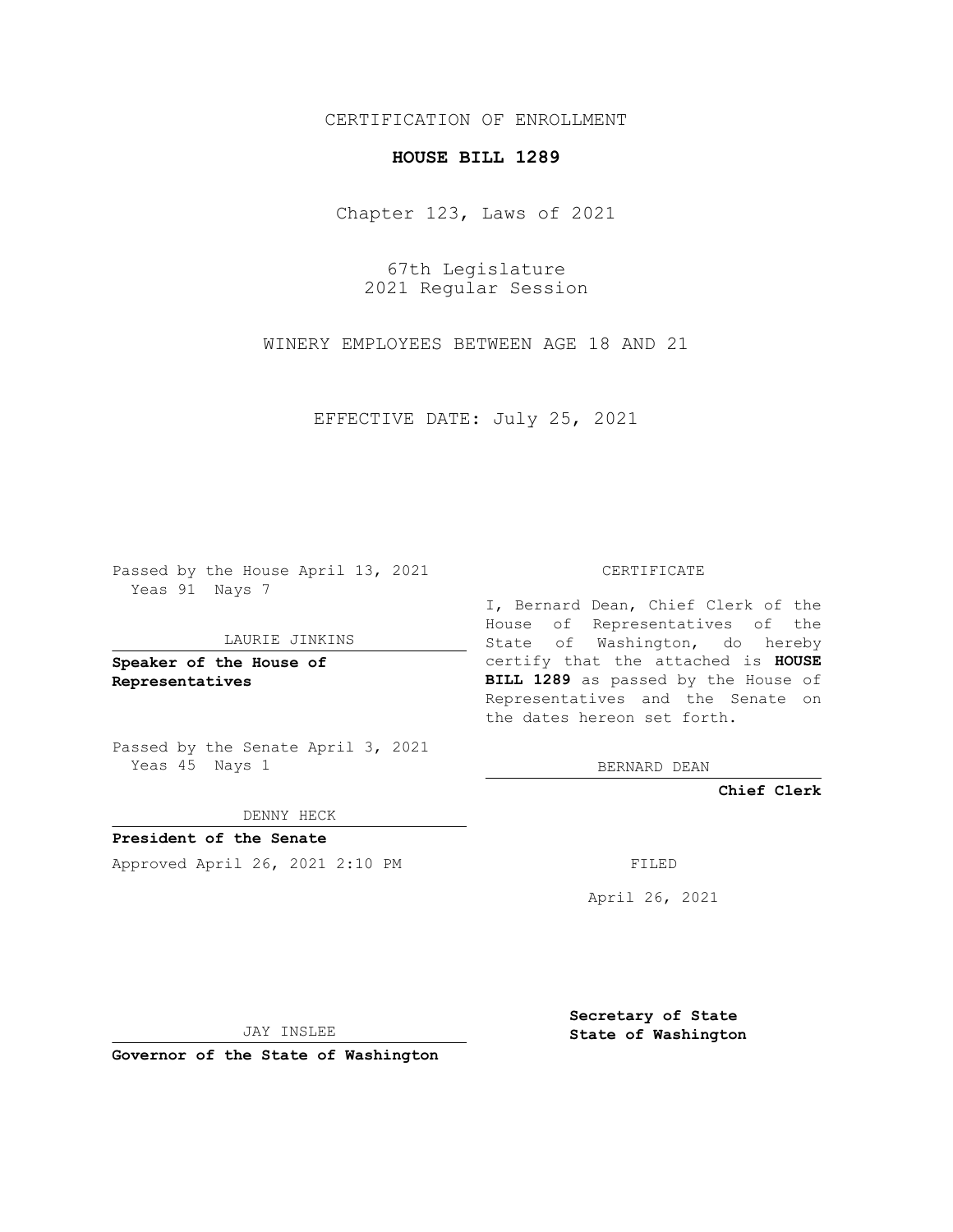CERTIFICATION OF ENROLLMENT

# HOUSE BILL 1289

Chapter 123, Laws of 2021

67th Legislature
2021 Regular Session

WINERY EMPLOYEES BETWEEN AGE 18 AND 21

EFFECTIVE DATE: July 25, 2021

Passed by the House April 13, 2021
Yeas 91 Nays 7

LAURIE JINKINS

**Speaker of the House of Representatives**

Passed by the Senate April 3, 2021
Yeas 45 Nays 1

DENNY HECK

**President of the Senate**

Approved April 26, 2021 2:10 PM

JAY INSLEE

**Governor of the State of Washington**

CERTIFICATE

I, Bernard Dean, Chief Clerk of the House of Representatives of the State of Washington, do hereby certify that the attached is **HOUSE BILL 1289** as passed by the House of Representatives and the Senate on the dates hereon set forth.

BERNARD DEAN

**Chief Clerk**

FILED

April 26, 2021

**Secretary of State**
**State of Washington**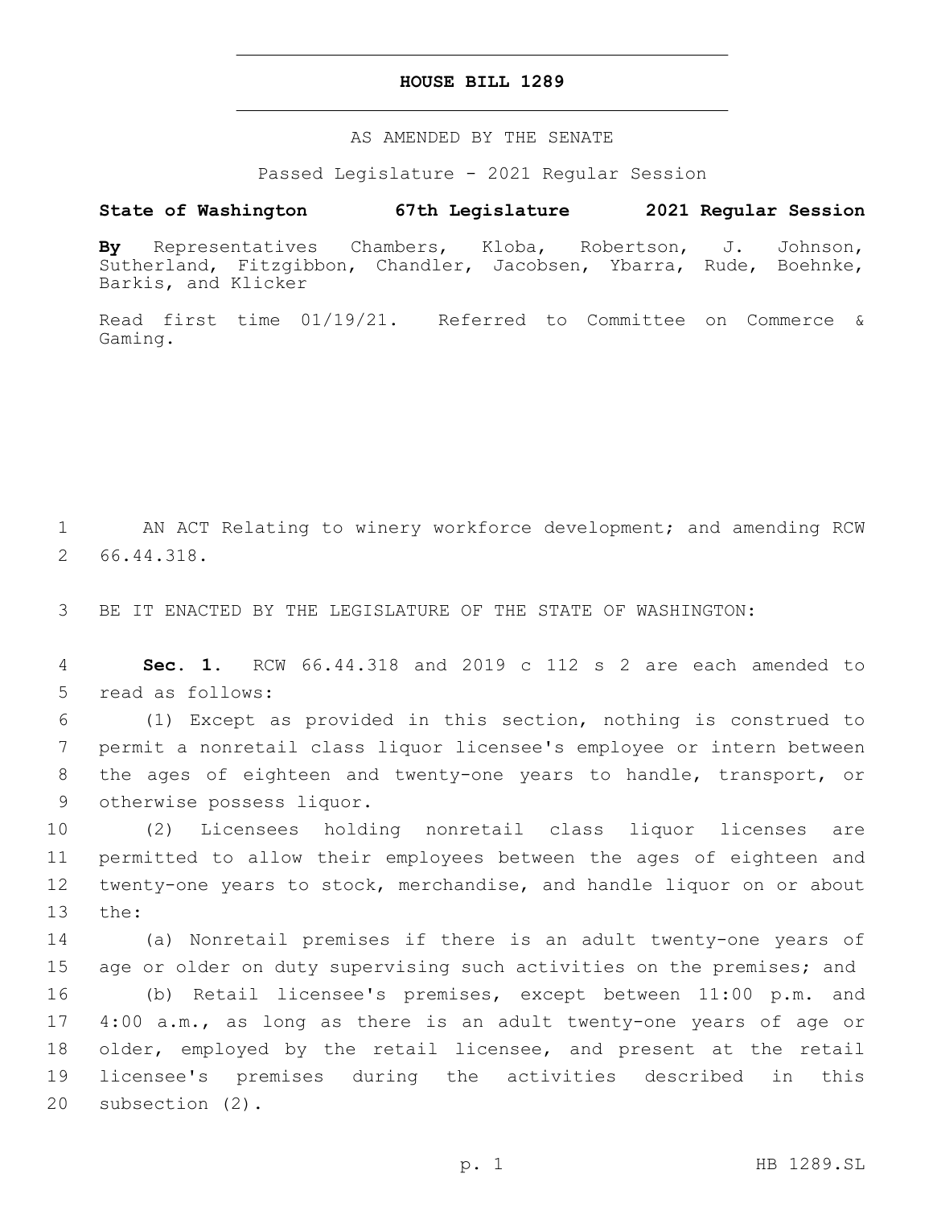# HOUSE BILL 1289

AS AMENDED BY THE SENATE

Passed Legislature - 2021 Regular Session

**State of Washington 67th Legislature 2021 Regular Session**

**By** Representatives Chambers, Kloba, Robertson, J. Johnson, Sutherland, Fitzgibbon, Chandler, Jacobsen, Ybarra, Rude, Boehnke, Barkis, and Klicker

Read first time 01/19/21. Referred to Committee on Commerce & Gaming.

AN ACT Relating to winery workforce development; and amending RCW 66.44.318.

BE IT ENACTED BY THE LEGISLATURE OF THE STATE OF WASHINGTON:

**Sec. 1.** RCW 66.44.318 and 2019 c 112 s 2 are each amended to read as follows:

(1) Except as provided in this section, nothing is construed to permit a nonretail class liquor licensee's employee or intern between the ages of eighteen and twenty-one years to handle, transport, or otherwise possess liquor.

(2) Licensees holding nonretail class liquor licenses are permitted to allow their employees between the ages of eighteen and twenty-one years to stock, merchandise, and handle liquor on or about the:

(a) Nonretail premises if there is an adult twenty-one years of age or older on duty supervising such activities on the premises; and

(b) Retail licensee's premises, except between 11:00 p.m. and 4:00 a.m., as long as there is an adult twenty-one years of age or older, employed by the retail licensee, and present at the retail licensee's premises during the activities described in this subsection (2).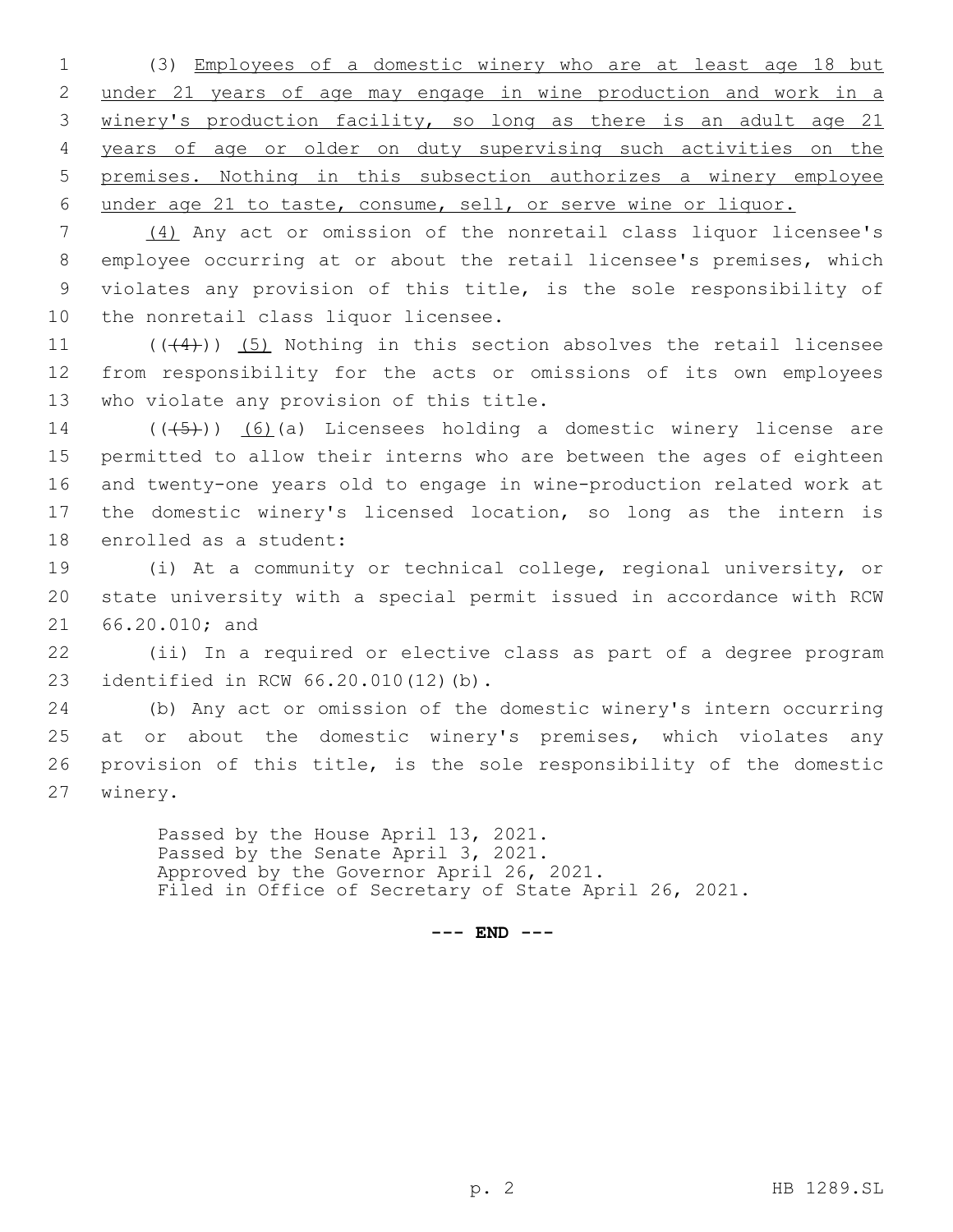(3) Employees of a domestic winery who are at least age 18 but under 21 years of age may engage in wine production and work in a winery's production facility, so long as there is an adult age 21 years of age or older on duty supervising such activities on the premises. Nothing in this subsection authorizes a winery employee under age 21 to taste, consume, sell, or serve wine or liquor.

(4) Any act or omission of the nonretail class liquor licensee's employee occurring at or about the retail licensee's premises, which violates any provision of this title, is the sole responsibility of the nonretail class liquor licensee.

((~~(4)~~)) (5) Nothing in this section absolves the retail licensee from responsibility for the acts or omissions of its own employees who violate any provision of this title.

((~~(5)~~)) (6)(a) Licensees holding a domestic winery license are permitted to allow their interns who are between the ages of eighteen and twenty-one years old to engage in wine-production related work at the domestic winery's licensed location, so long as the intern is enrolled as a student:

(i) At a community or technical college, regional university, or state university with a special permit issued in accordance with RCW 66.20.010; and

(ii) In a required or elective class as part of a degree program identified in RCW 66.20.010(12)(b).

(b) Any act or omission of the domestic winery's intern occurring at or about the domestic winery's premises, which violates any provision of this title, is the sole responsibility of the domestic winery.

Passed by the House April 13, 2021.
Passed by the Senate April 3, 2021.
Approved by the Governor April 26, 2021.
Filed in Office of Secretary of State April 26, 2021.

**--- END ---**